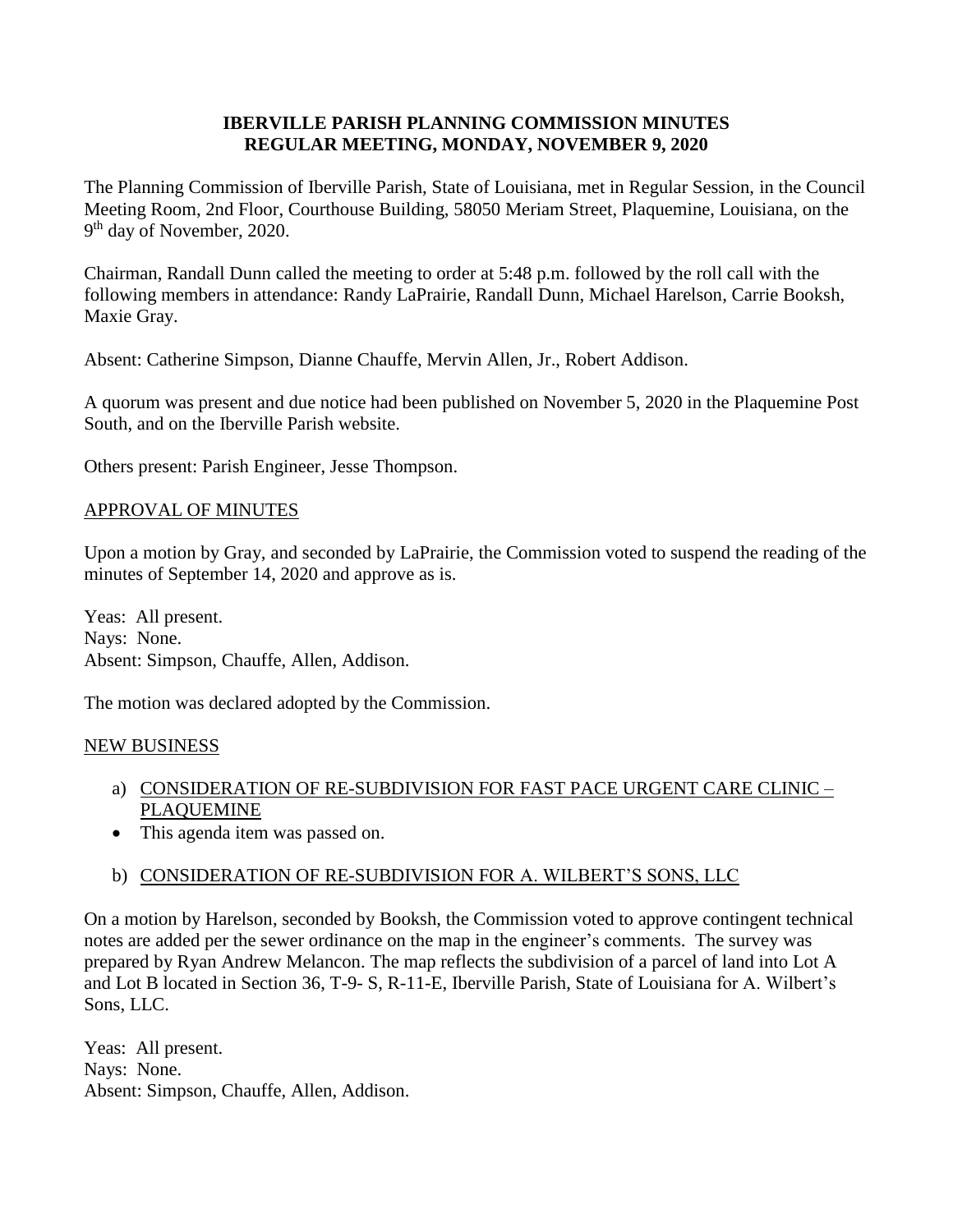# IBERVILLE PARISH PLANNING COMMISSION MINUTES
## REGULAR MEETING, MONDAY, NOVEMBER 9, 2020

The Planning Commission of Iberville Parish, State of Louisiana, met in Regular Session, in the Council Meeting Room, 2nd Floor, Courthouse Building, 58050 Meriam Street, Plaquemine, Louisiana, on the 9th day of November, 2020.

Chairman, Randall Dunn called the meeting to order at 5:48 p.m. followed by the roll call with the following members in attendance: Randy LaPrairie, Randall Dunn, Michael Harelson, Carrie Booksh, Maxie Gray.

Absent: Catherine Simpson, Dianne Chauffe, Mervin Allen, Jr., Robert Addison.

A quorum was present and due notice had been published on November 5, 2020 in the Plaquemine Post South, and on the Iberville Parish website.

Others present: Parish Engineer, Jesse Thompson.

<u>APPROVAL OF MINUTES</u>

Upon a motion by Gray, and seconded by LaPrairie, the Commission voted to suspend the reading of the minutes of September 14, 2020 and approve as is.

Yeas: All present.
Nays: None.
Absent: Simpson, Chauffe, Allen, Addison.

The motion was declared adopted by the Commission.

<u>NEW BUSINESS</u>

a) <u>CONSIDERATION OF RE-SUBDIVISION FOR FAST PACE URGENT CARE CLINIC – PLAQUEMINE</u>
- This agenda item was passed on.

b) <u>CONSIDERATION OF RE-SUBDIVISION FOR A. WILBERT'S SONS, LLC</u>

On a motion by Harelson, seconded by Booksh, the Commission voted to approve contingent technical notes are added per the sewer ordinance on the map in the engineer's comments. The survey was prepared by Ryan Andrew Melancon. The map reflects the subdivision of a parcel of land into Lot A and Lot B located in Section 36, T-9- S, R-11-E, Iberville Parish, State of Louisiana for A. Wilbert's Sons, LLC.

Yeas: All present.
Nays: None.
Absent: Simpson, Chauffe, Allen, Addison.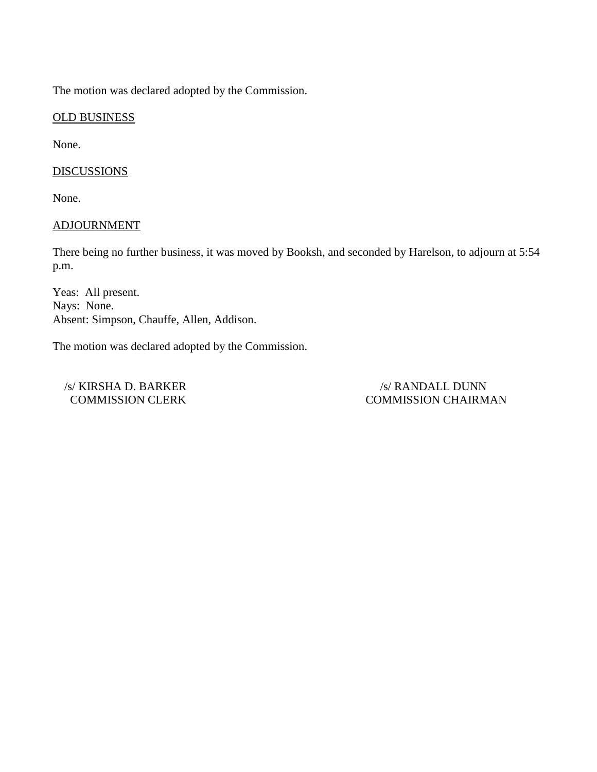The motion was declared adopted by the Commission.

<u>OLD BUSINESS</u>

None.

<u>DISCUSSIONS</u>

None.

<u>ADJOURNMENT</u>

There being no further business, it was moved by Booksh, and seconded by Harelson, to adjourn at 5:54 p.m.

Yeas: All present.
Nays: None.
Absent: Simpson, Chauffe, Allen, Addison.

The motion was declared adopted by the Commission.

/s/ KIRSHA D. BARKER
COMMISSION CLERK

/s/ RANDALL DUNN
COMMISSION CHAIRMAN